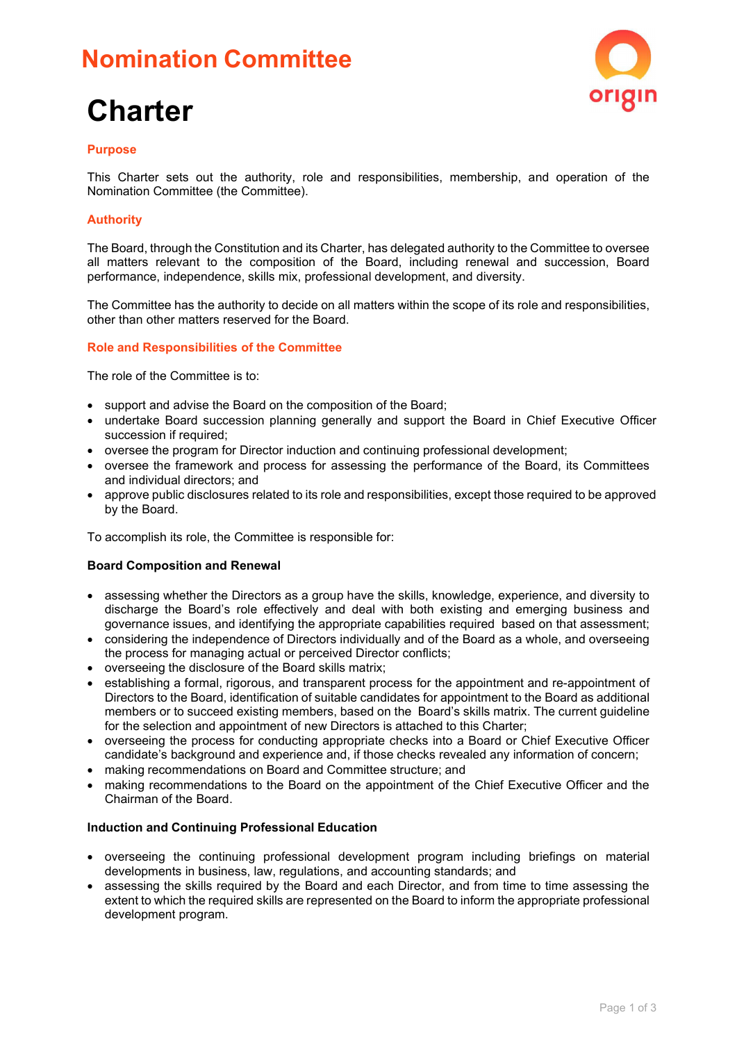# Nomination Committee

# Charter

## Purpose

This Charter sets out the authority, role and responsibilities, membership, and operation of the Nomination Committee (the Committee).

## Authority

The Board, through the Constitution and its Charter, has delegated authority to the Committee to oversee all matters relevant to the composition of the Board, including renewal and succession, Board performance, independence, skills mix, professional development, and diversity.

The Committee has the authority to decide on all matters within the scope of its role and responsibilities, other than other matters reserved for the Board.

## Role and Responsibilities of the Committee

The role of the Committee is to:

- support and advise the Board on the composition of the Board;
- undertake Board succession planning generally and support the Board in Chief Executive Officer succession if required;
- oversee the program for Director induction and continuing professional development;
- oversee the framework and process for assessing the performance of the Board, its Committees and individual directors; and
- approve public disclosures related to its role and responsibilities, except those required to be approved by the Board.

To accomplish its role, the Committee is responsible for:

### Board Composition and Renewal

- assessing whether the Directors as a group have the skills, knowledge, experience, and diversity to discharge the Board's role effectively and deal with both existing and emerging business and governance issues, and identifying the appropriate capabilities required based on that assessment;
- considering the independence of Directors individually and of the Board as a whole, and overseeing the process for managing actual or perceived Director conflicts;
- overseeing the disclosure of the Board skills matrix;
- establishing a formal, rigorous, and transparent process for the appointment and re-appointment of Directors to the Board, identification of suitable candidates for appointment to the Board as additional members or to succeed existing members, based on the Board's skills matrix. The current guideline for the selection and appointment of new Directors is attached to this Charter;
- overseeing the process for conducting appropriate checks into a Board or Chief Executive Officer candidate's background and experience and, if those checks revealed any information of concern;
- making recommendations on Board and Committee structure; and
- making recommendations to the Board on the appointment of the Chief Executive Officer and the Chairman of the Board.

### Induction and Continuing Professional Education

- overseeing the continuing professional development program including briefings on material developments in business, law, regulations, and accounting standards; and
- assessing the skills required by the Board and each Director, and from time to time assessing the extent to which the required skills are represented on the Board to inform the appropriate professional development program.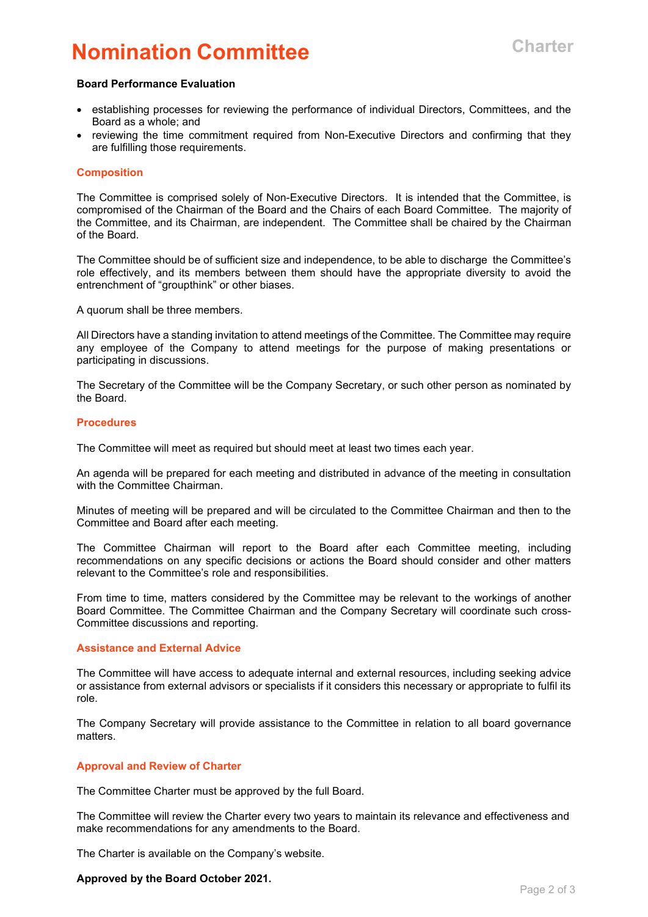**Board Performance Evaluation**

- establishing processes for reviewing the performance of individual Directors, Committees, and the Board as a whole; and
- reviewing the time commitment required from Non-Executive Directors and confirming that they are fulfilling those requirements.

## Composition

The Committee is comprised solely of Non-Executive Directors. It is intended that the Committee, is compromised of the Chairman of the Board and the Chairs of each Board Committee. The majority of the Committee, and its Chairman, are independent. The Committee shall be chaired by the Chairman of the Board.

The Committee should be of sufficient size and independence, to be able to discharge the Committee's role effectively, and its members between them should have the appropriate diversity to avoid the entrenchment of "groupthink" or other biases.

A quorum shall be three members.

All Directors have a standing invitation to attend meetings of the Committee. The Committee may require any employee of the Company to attend meetings for the purpose of making presentations or participating in discussions.

The Secretary of the Committee will be the Company Secretary, or such other person as nominated by the Board.

## Procedures

The Committee will meet as required but should meet at least two times each year.

An agenda will be prepared for each meeting and distributed in advance of the meeting in consultation with the Committee Chairman.

Minutes of meeting will be prepared and will be circulated to the Committee Chairman and then to the Committee and Board after each meeting.

The Committee Chairman will report to the Board after each Committee meeting, including recommendations on any specific decisions or actions the Board should consider and other matters relevant to the Committee's role and responsibilities.

From time to time, matters considered by the Committee may be relevant to the workings of another Board Committee. The Committee Chairman and the Company Secretary will coordinate such cross-Committee discussions and reporting.

## Assistance and External Advice

The Committee will have access to adequate internal and external resources, including seeking advice or assistance from external advisors or specialists if it considers this necessary or appropriate to fulfil its role.

The Company Secretary will provide assistance to the Committee in relation to all board governance matters.

## Approval and Review of Charter

The Committee Charter must be approved by the full Board.

The Committee will review the Charter every two years to maintain its relevance and effectiveness and make recommendations for any amendments to the Board.

The Charter is available on the Company's website.

**Approved by the Board October 2021.**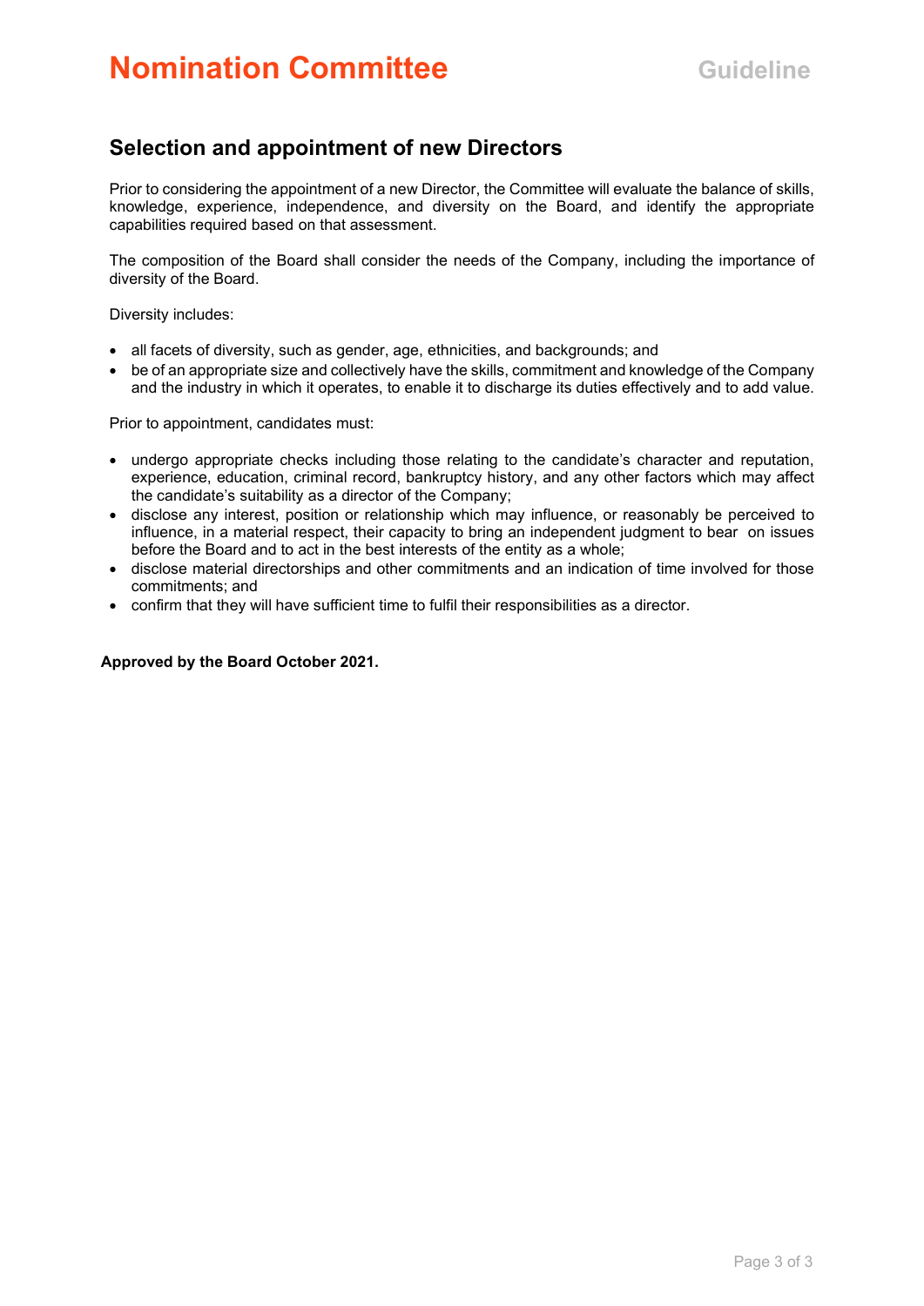## Selection and appointment of new Directors

Prior to considering the appointment of a new Director, the Committee will evaluate the balance of skills, knowledge, experience, independence, and diversity on the Board, and identify the appropriate capabilities required based on that assessment.

The composition of the Board shall consider the needs of the Company, including the importance of diversity of the Board.

Diversity includes:

- all facets of diversity, such as gender, age, ethnicities, and backgrounds; and
- be of an appropriate size and collectively have the skills, commitment and knowledge of the Company and the industry in which it operates, to enable it to discharge its duties effectively and to add value.

Prior to appointment, candidates must:

- undergo appropriate checks including those relating to the candidate's character and reputation, experience, education, criminal record, bankruptcy history, and any other factors which may affect the candidate's suitability as a director of the Company;
- disclose any interest, position or relationship which may influence, or reasonably be perceived to influence, in a material respect, their capacity to bring an independent judgment to bear on issues before the Board and to act in the best interests of the entity as a whole;
- disclose material directorships and other commitments and an indication of time involved for those commitments; and
- confirm that they will have sufficient time to fulfil their responsibilities as a director.

**Approved by the Board October 2021.**